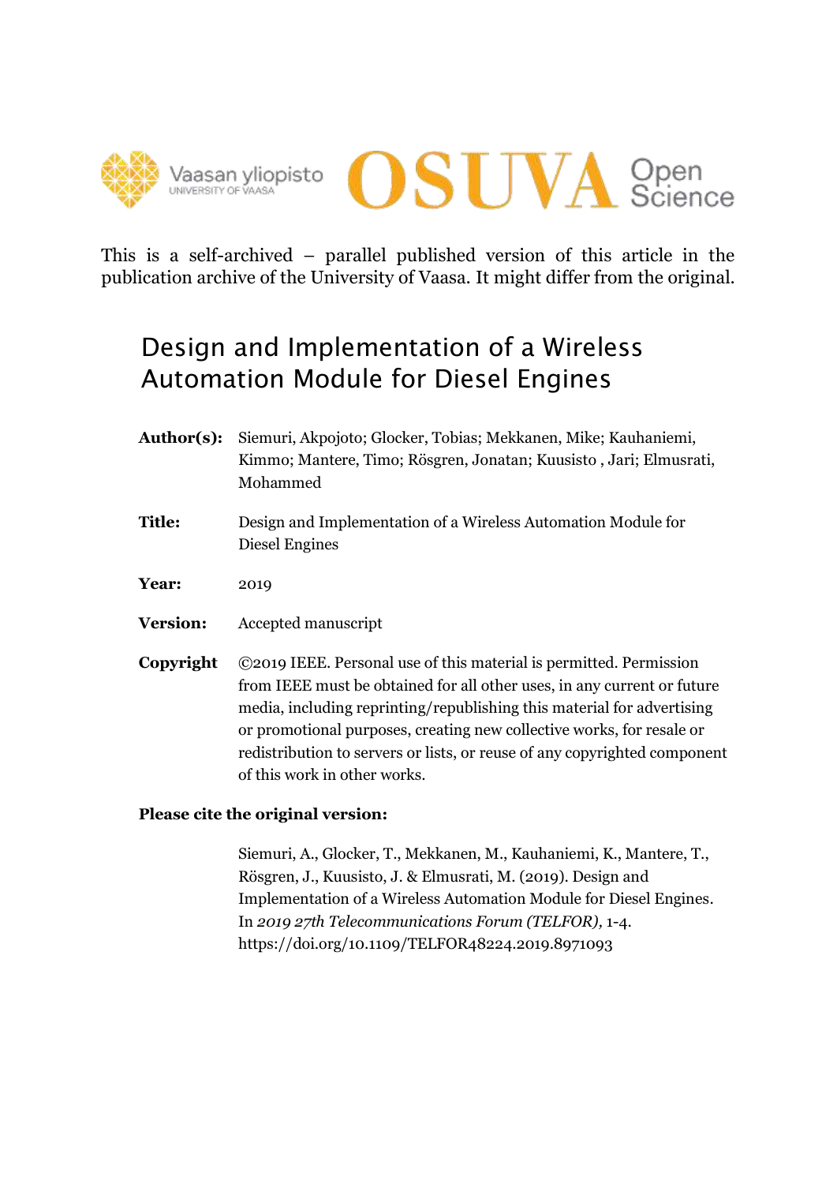This is a self-archived – parallel published version of this article in the publication archive of the University of Vaasa. It might differ from the original.

# Design and Implementation of a Wireless Automation Module for Diesel Engines

**Author(s):** Siemuri, Akpojoto; Glocker, Tobias; Mekkanen, Mike; Kauhaniemi, Kimmo; Mantere, Timo; Rösgren, Jonatan; Kuusisto , Jari; Elmusrati, Mohammed

**Title:** Design and Implementation of a Wireless Automation Module for Diesel Engines

**Year:** 2019

**Version:** Accepted manuscript

**Copyright** ©2019 IEEE. Personal use of this material is permitted. Permission from IEEE must be obtained for all other uses, in any current or future media, including reprinting/republishing this material for advertising or promotional purposes, creating new collective works, for resale or redistribution to servers or lists, or reuse of any copyrighted component of this work in other works.

**Please cite the original version:**

Siemuri, A., Glocker, T., Mekkanen, M., Kauhaniemi, K., Mantere, T., Rösgren, J., Kuusisto, J. & Elmusrati, M. (2019). Design and Implementation of a Wireless Automation Module for Diesel Engines. In *2019 27th Telecommunications Forum (TELFOR),* 1-4. https://doi.org/10.1109/TELFOR48224.2019.8971093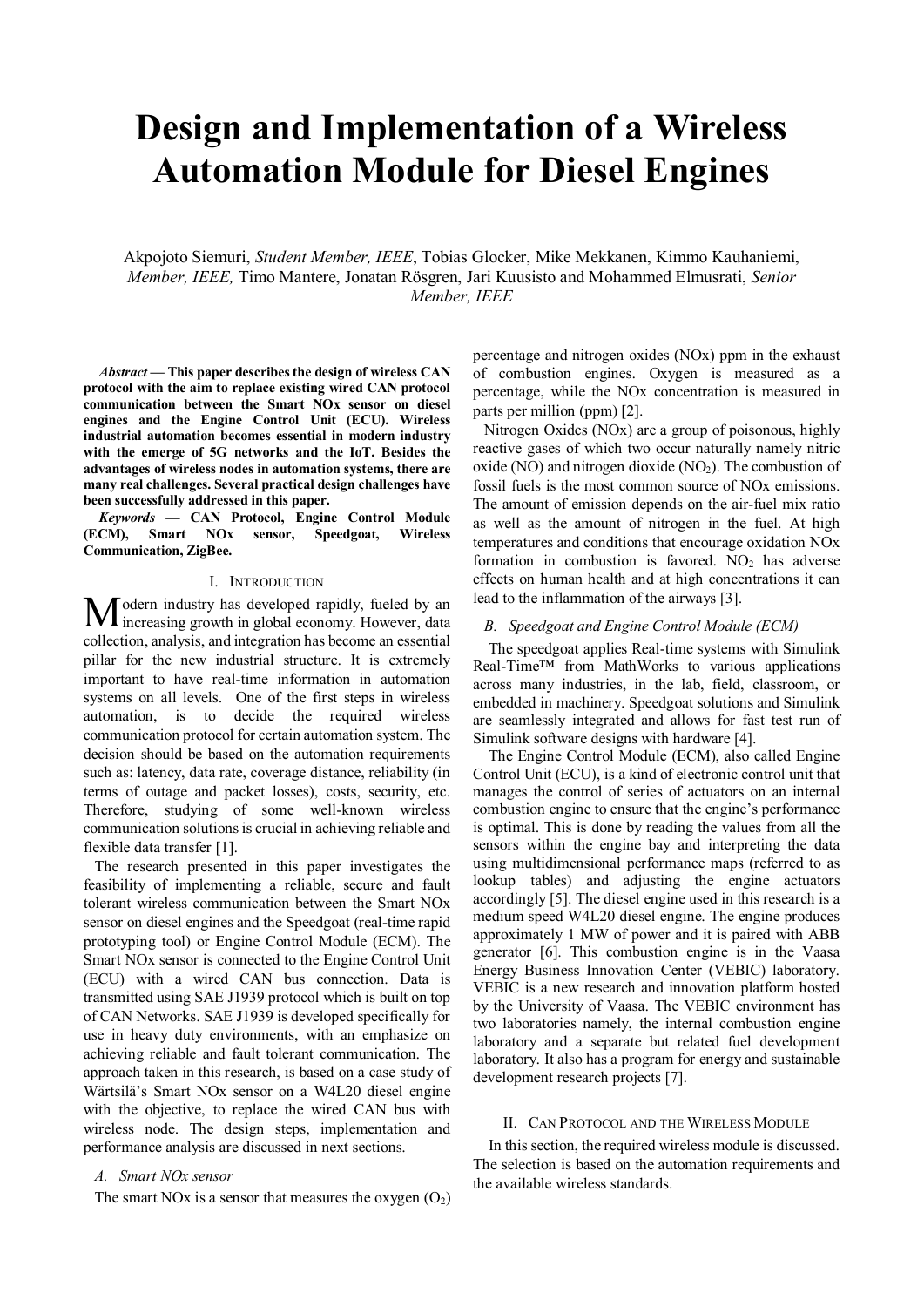# Design and Implementation of a Wireless Automation Module for Diesel Engines

Akpojoto Siemuri, *Student Member, IEEE*, Tobias Glocker, Mike Mekkanen, Kimmo Kauhaniemi, *Member, IEEE,* Timo Mantere, Jonatan Rösgren, Jari Kuusisto and Mohammed Elmusrati, *Senior Member, IEEE*

***Abstract* — This paper describes the design of wireless CAN protocol with the aim to replace existing wired CAN protocol communication between the Smart NOx sensor on diesel engines and the Engine Control Unit (ECU). Wireless industrial automation becomes essential in modern industry with the emerge of 5G networks and the IoT. Besides the advantages of wireless nodes in automation systems, there are many real challenges. Several practical design challenges have been successfully addressed in this paper.**

***Keywords* — CAN Protocol, Engine Control Module (ECM), Smart NOx sensor, Speedgoat, Wireless Communication, ZigBee.**

## I. Introduction

Modern industry has developed rapidly, fueled by an increasing growth in global economy. However, data collection, analysis, and integration has become an essential pillar for the new industrial structure. It is extremely important to have real-time information in automation systems on all levels. One of the first steps in wireless automation, is to decide the required wireless communication protocol for certain automation system. The decision should be based on the automation requirements such as: latency, data rate, coverage distance, reliability (in terms of outage and packet losses), costs, security, etc. Therefore, studying of some well-known wireless communication solutions is crucial in achieving reliable and flexible data transfer [1].

The research presented in this paper investigates the feasibility of implementing a reliable, secure and fault tolerant wireless communication between the Smart NOx sensor on diesel engines and the Speedgoat (real-time rapid prototyping tool) or Engine Control Module (ECM). The Smart NOx sensor is connected to the Engine Control Unit (ECU) with a wired CAN bus connection. Data is transmitted using SAE J1939 protocol which is built on top of CAN Networks. SAE J1939 is developed specifically for use in heavy duty environments, with an emphasize on achieving reliable and fault tolerant communication. The approach taken in this research, is based on a case study of Wärtsilä's Smart NOx sensor on a W4L20 diesel engine with the objective, to replace the wired CAN bus with wireless node. The design steps, implementation and performance analysis are discussed in next sections.

### A. Smart NOx sensor

The smart NOx is a sensor that measures the oxygen ($O_2$) percentage and nitrogen oxides (NOx) ppm in the exhaust of combustion engines. Oxygen is measured as a percentage, while the NOx concentration is measured in parts per million (ppm) [2].

Nitrogen Oxides (NOx) are a group of poisonous, highly reactive gases of which two occur naturally namely nitric oxide (NO) and nitrogen dioxide ($NO_2$). The combustion of fossil fuels is the most common source of NOx emissions. The amount of emission depends on the air-fuel mix ratio as well as the amount of nitrogen in the fuel. At high temperatures and conditions that encourage oxidation NOx formation in combustion is favored. $NO_2$ has adverse effects on human health and at high concentrations it can lead to the inflammation of the airways [3].

### B. Speedgoat and Engine Control Module (ECM)

The speedgoat applies Real-time systems with Simulink Real-Time™ from MathWorks to various applications across many industries, in the lab, field, classroom, or embedded in machinery. Speedgoat solutions and Simulink are seamlessly integrated and allows for fast test run of Simulink software designs with hardware [4].

The Engine Control Module (ECM), also called Engine Control Unit (ECU), is a kind of electronic control unit that manages the control of series of actuators on an internal combustion engine to ensure that the engine's performance is optimal. This is done by reading the values from all the sensors within the engine bay and interpreting the data using multidimensional performance maps (referred to as lookup tables) and adjusting the engine actuators accordingly [5]. The diesel engine used in this research is a medium speed W4L20 diesel engine. The engine produces approximately 1 MW of power and it is paired with ABB generator [6]. This combustion engine is in the Vaasa Energy Business Innovation Center (VEBIC) laboratory. VEBIC is a new research and innovation platform hosted by the University of Vaasa. The VEBIC environment has two laboratories namely, the internal combustion engine laboratory and a separate but related fuel development laboratory. It also has a program for energy and sustainable development research projects [7].

## II. CAN Protocol and the Wireless Module

In this section, the required wireless module is discussed. The selection is based on the automation requirements and the available wireless standards.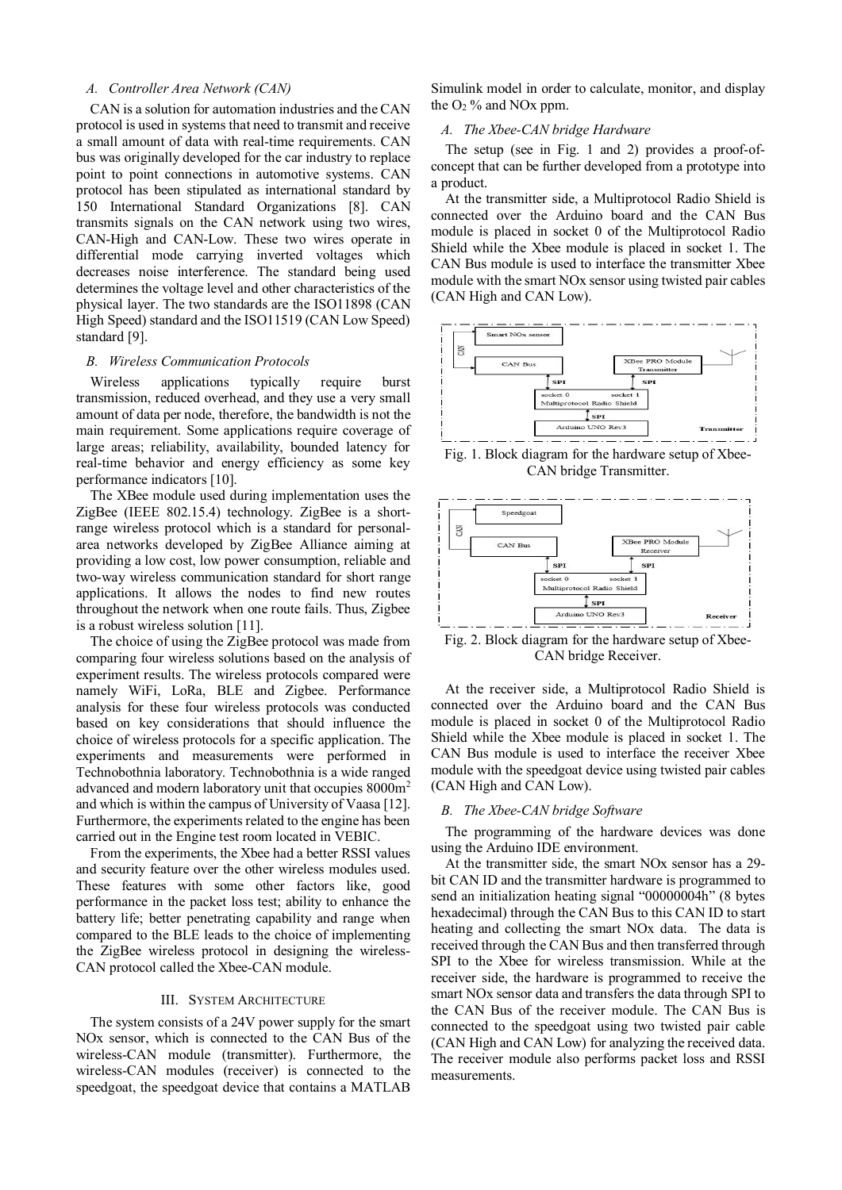### A. Controller Area Network (CAN)

CAN is a solution for automation industries and the CAN protocol is used in systems that need to transmit and receive a small amount of data with real-time requirements. CAN bus was originally developed for the car industry to replace point to point connections in automotive systems. CAN protocol has been stipulated as international standard by 150 International Standard Organizations [8]. CAN transmits signals on the CAN network using two wires, CAN-High and CAN-Low. These two wires operate in differential mode carrying inverted voltages which decreases noise interference. The standard being used determines the voltage level and other characteristics of the physical layer. The two standards are the ISO11898 (CAN High Speed) standard and the ISO11519 (CAN Low Speed) standard [9].

### B. Wireless Communication Protocols

Wireless applications typically require burst transmission, reduced overhead, and they use a very small amount of data per node, therefore, the bandwidth is not the main requirement. Some applications require coverage of large areas; reliability, availability, bounded latency for real-time behavior and energy efficiency as some key performance indicators [10].

The XBee module used during implementation uses the ZigBee (IEEE 802.15.4) technology. ZigBee is a short-range wireless protocol which is a standard for personal-area networks developed by ZigBee Alliance aiming at providing a low cost, low power consumption, reliable and two-way wireless communication standard for short range applications. It allows the nodes to find new routes throughout the network when one route fails. Thus, Zigbee is a robust wireless solution [11].

The choice of using the ZigBee protocol was made from comparing four wireless solutions based on the analysis of experiment results. The wireless protocols compared were namely WiFi, LoRa, BLE and Zigbee. Performance analysis for these four wireless protocols was conducted based on key considerations that should influence the choice of wireless protocols for a specific application. The experiments and measurements were performed in Technobothnia laboratory. Technobothnia is a wide ranged advanced and modern laboratory unit that occupies 8000m$^2$ and which is within the campus of University of Vaasa [12]. Furthermore, the experiments related to the engine has been carried out in the Engine test room located in VEBIC.

From the experiments, the Xbee had a better RSSI values and security feature over the other wireless modules used. These features with some other factors like, good performance in the packet loss test; ability to enhance the battery life; better penetrating capability and range when compared to the BLE leads to the choice of implementing the ZigBee wireless protocol in designing the wireless-CAN protocol called the Xbee-CAN module.

## III. System Architecture

The system consists of a 24V power supply for the smart NOx sensor, which is connected to the CAN Bus of the wireless-CAN module (transmitter). Furthermore, the wireless-CAN modules (receiver) is connected to the speedgoat, the speedgoat device that contains a MATLAB Simulink model in order to calculate, monitor, and display the $O_2$ % and NOx ppm.

### A. The Xbee-CAN bridge Hardware

The setup (see in Fig. 1 and 2) provides a proof-of-concept that can be further developed from a prototype into a product.

At the transmitter side, a Multiprotocol Radio Shield is connected over the Arduino board and the CAN Bus module is placed in socket 0 of the Multiprotocol Radio Shield while the Xbee module is placed in socket 1. The CAN Bus module is used to interface the transmitter Xbee module with the smart NOx sensor using twisted pair cables (CAN High and CAN Low).

Fig. 1. Block diagram for the hardware setup of Xbee-CAN bridge Transmitter.

Fig. 2. Block diagram for the hardware setup of Xbee-CAN bridge Receiver.

At the receiver side, a Multiprotocol Radio Shield is connected over the Arduino board and the CAN Bus module is placed in socket 0 of the Multiprotocol Radio Shield while the Xbee module is placed in socket 1. The CAN Bus module is used to interface the receiver Xbee module with the speedgoat device using twisted pair cables (CAN High and CAN Low).

### B. The Xbee-CAN bridge Software

The programming of the hardware devices was done using the Arduino IDE environment.

At the transmitter side, the smart NOx sensor has a 29-bit CAN ID and the transmitter hardware is programmed to send an initialization heating signal "00000004h" (8 bytes hexadecimal) through the CAN Bus to this CAN ID to start heating and collecting the smart NOx data. The data is received through the CAN Bus and then transferred through SPI to the Xbee for wireless transmission. While at the receiver side, the hardware is programmed to receive the smart NOx sensor data and transfers the data through SPI to the CAN Bus of the receiver module. The CAN Bus is connected to the speedgoat using two twisted pair cable (CAN High and CAN Low) for analyzing the received data. The receiver module also performs packet loss and RSSI measurements.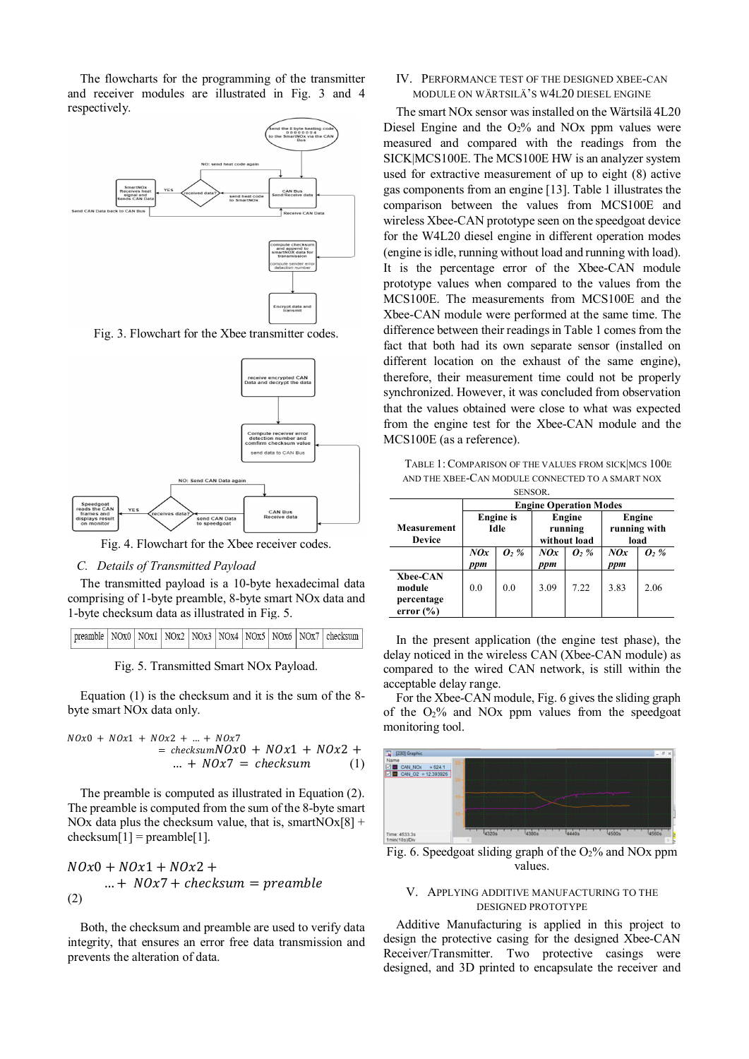The flowcharts for the programming of the transmitter and receiver modules are illustrated in Fig. 3 and 4 respectively.

Fig. 3. Flowchart for the Xbee transmitter codes.

Fig. 4. Flowchart for the Xbee receiver codes.

### C. Details of Transmitted Payload

The transmitted payload is a 10-byte hexadecimal data comprising of 1-byte preamble, 8-byte smart NOx data and 1-byte checksum data as illustrated in Fig. 5.

| preamble | NOx0 | NOx1 | NOx2 | NOx3 | NOx4 | NOx5 | NOx6 | NOx7 | checksum |
|---|---|---|---|---|---|---|---|---|---|

Fig. 5. Transmitted Smart NOx Payload.

Equation (1) is the checksum and it is the sum of the 8-byte smart NOx data only.

$$NOx0 + NOx1 + NOx2 + \ldots + NOx7 = checksum \quad (1)$$

The preamble is computed as illustrated in Equation (2). The preamble is computed from the sum of the 8-byte smart NOx data plus the checksum value, that is, smartNOx[8] + checksum[1] = preamble[1].

$$NOx0 + NOx1 + NOx2 + \ldots + NOx7 + checksum = preamble \quad (2)$$

Both, the checksum and preamble are used to verify data integrity, that ensures an error free data transmission and prevents the alteration of data.

## IV. Performance Test of the Designed XBEE-CAN Module on Wärtsilä's W4L20 Diesel Engine

The smart NOx sensor was installed on the Wärtsilä 4L20 Diesel Engine and the $O_2$% and NOx ppm values were measured and compared with the readings from the SICK|MCS100E. The MCS100E HW is an analyzer system used for extractive measurement of up to eight (8) active gas components from an engine [13]. Table 1 illustrates the comparison between the values from MCS100E and wireless Xbee-CAN prototype seen on the speedgoat device for the W4L20 diesel engine in different operation modes (engine is idle, running without load and running with load). It is the percentage error of the Xbee-CAN module prototype values when compared to the values from the MCS100E. The measurements from MCS100E and the Xbee-CAN module were performed at the same time. The difference between their readings in Table 1 comes from the fact that both had its own separate sensor (installed on different location on the exhaust of the same engine), therefore, their measurement time could not be properly synchronized. However, it was concluded from observation that the values obtained were close to what was expected from the engine test for the Xbee-CAN module and the MCS100E (as a reference).

Table 1: Comparison of the values from SICK|MCS 100E and the Xbee-Can module connected to a smart NOx sensor.

| Measurement Device | Engine Operation Modes | | | | | |
|---|---|---|---|---|---|---|
| | Engine is Idle | | Engine running without load | | Engine running with load | |
| | *NOx ppm* | *$O_2$ %* | *NOx ppm* | *$O_2$ %* | *NOx ppm* | *$O_2$ %* |
| **Xbee-CAN module percentage error (%)** | 0.0 | 0.0 | 3.09 | 7.22 | 3.83 | 2.06 |

In the present application (the engine test phase), the delay noticed in the wireless CAN (Xbee-CAN module) as compared to the wired CAN network, is still within the acceptable delay range.

For the Xbee-CAN module, Fig. 6 gives the sliding graph of the $O_2$% and NOx ppm values from the speedgoat monitoring tool.

Fig. 6. Speedgoat sliding graph of the $O_2$% and NOx ppm values.

## V. Applying Additive Manufacturing to the Designed Prototype

Additive Manufacturing is applied in this project to design the protective casing for the designed Xbee-CAN Receiver/Transmitter. Two protective casings were designed, and 3D printed to encapsulate the receiver and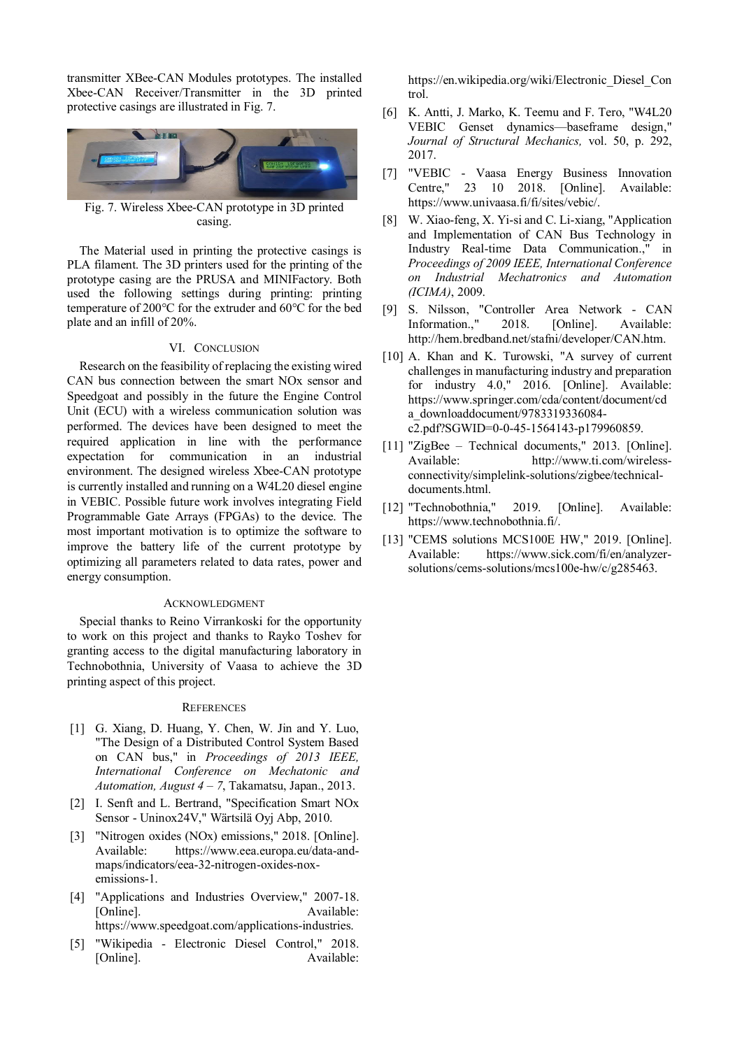transmitter XBee-CAN Modules prototypes. The installed Xbee-CAN Receiver/Transmitter in the 3D printed protective casings are illustrated in Fig. 7.

Fig. 7. Wireless Xbee-CAN prototype in 3D printed casing.

The Material used in printing the protective casings is PLA filament. The 3D printers used for the printing of the prototype casing are the PRUSA and MINIFactory. Both used the following settings during printing: printing temperature of 200°C for the extruder and 60°C for the bed plate and an infill of 20%.

## VI. Conclusion

Research on the feasibility of replacing the existing wired CAN bus connection between the smart NOx sensor and Speedgoat and possibly in the future the Engine Control Unit (ECU) with a wireless communication solution was performed. The devices have been designed to meet the required application in line with the performance expectation for communication in an industrial environment. The designed wireless Xbee-CAN prototype is currently installed and running on a W4L20 diesel engine in VEBIC. Possible future work involves integrating Field Programmable Gate Arrays (FPGAs) to the device. The most important motivation is to optimize the software to improve the battery life of the current prototype by optimizing all parameters related to data rates, power and energy consumption.

## Acknowledgment

Special thanks to Reino Virrankoski for the opportunity to work on this project and thanks to Rayko Toshev for granting access to the digital manufacturing laboratory in Technobothnia, University of Vaasa to achieve the 3D printing aspect of this project.

## References

[1] G. Xiang, D. Huang, Y. Chen, W. Jin and Y. Luo, "The Design of a Distributed Control System Based on CAN bus," in *Proceedings of 2013 IEEE, International Conference on Mechatonic and Automation, August 4 – 7*, Takamatsu, Japan., 2013.

[2] I. Senft and L. Bertrand, "Specification Smart NOx Sensor - Uninox24V," Wärtsilä Oyj Abp, 2010.

[3] "Nitrogen oxides (NOx) emissions," 2018. [Online]. Available: https://www.eea.europa.eu/data-and-maps/indicators/eea-32-nitrogen-oxides-nox-emissions-1.

[4] "Applications and Industries Overview," 2007-18. [Online]. Available: https://www.speedgoat.com/applications-industries.

[5] "Wikipedia - Electronic Diesel Control," 2018. [Online]. Available: https://en.wikipedia.org/wiki/Electronic_Diesel_Control.

[6] K. Antti, J. Marko, K. Teemu and F. Tero, "W4L20 VEBIC Genset dynamics—baseframe design," *Journal of Structural Mechanics,* vol. 50, p. 292, 2017.

[7] "VEBIC - Vaasa Energy Business Innovation Centre," 23 10 2018. [Online]. Available: https://www.univaasa.fi/fi/sites/vebic/.

[8] W. Xiao-feng, X. Yi-si and C. Li-xiang, "Application and Implementation of CAN Bus Technology in Industry Real-time Data Communication.," in *Proceedings of 2009 IEEE, International Conference on Industrial Mechatronics and Automation (ICIMA)*, 2009.

[9] S. Nilsson, "Controller Area Network - CAN Information.," 2018. [Online]. Available: http://hem.bredband.net/stafni/developer/CAN.htm.

[10] A. Khan and K. Turowski, "A survey of current challenges in manufacturing industry and preparation for industry 4.0," 2016. [Online]. Available: https://www.springer.com/cda/content/document/cda_downloaddocument/9783319336084-c2.pdf?SGWID=0-0-45-1564143-p179960859.

[11] "ZigBee – Technical documents," 2013. [Online]. Available: http://www.ti.com/wireless-connectivity/simplelink-solutions/zigbee/technical-documents.html.

[12] "Technobothnia," 2019. [Online]. Available: https://www.technobothnia.fi/.

[13] "CEMS solutions MCS100E HW," 2019. [Online]. Available: https://www.sick.com/fi/en/analyzer-solutions/cems-solutions/mcs100e-hw/c/g285463.